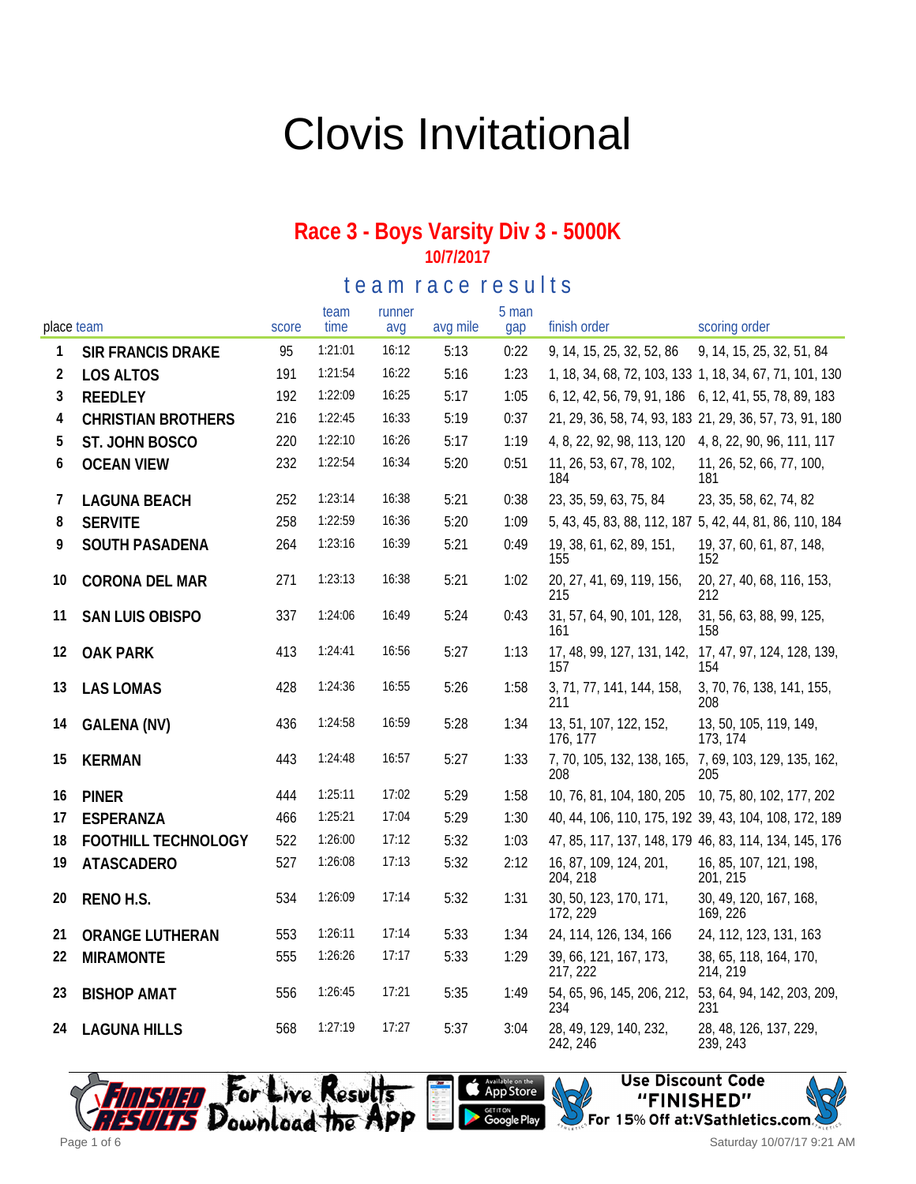# Clovis Invitational

## Race 3 - Boys Varsity Div 3 - 5000K

**10/7/2017**

### team race results

| place | team | score | team time | runner avg | avg mile | 5 man gap | finish order | scoring order |
|---|---|---|---|---|---|---|---|---|
| 1 | **SIR FRANCIS DRAKE** | 95 | 1:21:01 | 16:12 | 5:13 | 0:22 | 9, 14, 15, 25, 32, 52, 86 | 9, 14, 15, 25, 32, 51, 84 |
| 2 | **LOS ALTOS** | 191 | 1:21:54 | 16:22 | 5:16 | 1:23 | 1, 18, 34, 68, 72, 103, 133 | 1, 18, 34, 67, 71, 101, 130 |
| 3 | **REEDLEY** | 192 | 1:22:09 | 16:25 | 5:17 | 1:05 | 6, 12, 42, 56, 79, 91, 186 | 6, 12, 41, 55, 78, 89, 183 |
| 4 | **CHRISTIAN BROTHERS** | 216 | 1:22:45 | 16:33 | 5:19 | 0:37 | 21, 29, 36, 58, 74, 93, 183 | 21, 29, 36, 57, 73, 91, 180 |
| 5 | **ST. JOHN BOSCO** | 220 | 1:22:10 | 16:26 | 5:17 | 1:19 | 4, 8, 22, 92, 98, 113, 120 | 4, 8, 22, 90, 96, 111, 117 |
| 6 | **OCEAN VIEW** | 232 | 1:22:54 | 16:34 | 5:20 | 0:51 | 11, 26, 53, 67, 78, 102, 184 | 11, 26, 52, 66, 77, 100, 181 |
| 7 | **LAGUNA BEACH** | 252 | 1:23:14 | 16:38 | 5:21 | 0:38 | 23, 35, 59, 63, 75, 84 | 23, 35, 58, 62, 74, 82 |
| 8 | **SERVITE** | 258 | 1:22:59 | 16:36 | 5:20 | 1:09 | 5, 43, 45, 83, 88, 112, 187 | 5, 42, 44, 81, 86, 110, 184 |
| 9 | **SOUTH PASADENA** | 264 | 1:23:16 | 16:39 | 5:21 | 0:49 | 19, 38, 61, 62, 89, 151, 155 | 19, 37, 60, 61, 87, 148, 152 |
| 10 | **CORONA DEL MAR** | 271 | 1:23:13 | 16:38 | 5:21 | 1:02 | 20, 27, 41, 69, 119, 156, 215 | 20, 27, 40, 68, 116, 153, 212 |
| 11 | **SAN LUIS OBISPO** | 337 | 1:24:06 | 16:49 | 5:24 | 0:43 | 31, 57, 64, 90, 101, 128, 161 | 31, 56, 63, 88, 99, 125, 158 |
| 12 | **OAK PARK** | 413 | 1:24:41 | 16:56 | 5:27 | 1:13 | 17, 48, 99, 127, 131, 142, 157 | 17, 47, 97, 124, 128, 139, 154 |
| 13 | **LAS LOMAS** | 428 | 1:24:36 | 16:55 | 5:26 | 1:58 | 3, 71, 77, 141, 144, 158, 211 | 3, 70, 76, 138, 141, 155, 208 |
| 14 | **GALENA (NV)** | 436 | 1:24:58 | 16:59 | 5:28 | 1:34 | 13, 51, 107, 122, 152, 176, 177 | 13, 50, 105, 119, 149, 173, 174 |
| 15 | **KERMAN** | 443 | 1:24:48 | 16:57 | 5:27 | 1:33 | 7, 70, 105, 132, 138, 165, 208 | 7, 69, 103, 129, 135, 162, 205 |
| 16 | **PINER** | 444 | 1:25:11 | 17:02 | 5:29 | 1:58 | 10, 76, 81, 104, 180, 205 | 10, 75, 80, 102, 177, 202 |
| 17 | **ESPERANZA** | 466 | 1:25:21 | 17:04 | 5:29 | 1:30 | 40, 44, 106, 110, 175, 192 | 39, 43, 104, 108, 172, 189 |
| 18 | **FOOTHILL TECHNOLOGY** | 522 | 1:26:00 | 17:12 | 5:32 | 1:03 | 47, 85, 117, 137, 148, 179 | 46, 83, 114, 134, 145, 176 |
| 19 | **ATASCADERO** | 527 | 1:26:08 | 17:13 | 5:32 | 2:12 | 16, 87, 109, 124, 201, 204, 218 | 16, 85, 107, 121, 198, 201, 215 |
| 20 | **RENO H.S.** | 534 | 1:26:09 | 17:14 | 5:32 | 1:31 | 30, 50, 123, 170, 171, 172, 229 | 30, 49, 120, 167, 168, 169, 226 |
| 21 | **ORANGE LUTHERAN** | 553 | 1:26:11 | 17:14 | 5:33 | 1:34 | 24, 114, 126, 134, 166 | 24, 112, 123, 131, 163 |
| 22 | **MIRAMONTE** | 555 | 1:26:26 | 17:17 | 5:33 | 1:29 | 39, 66, 121, 167, 173, 217, 222 | 38, 65, 118, 164, 170, 214, 219 |
| 23 | **BISHOP AMAT** | 556 | 1:26:45 | 17:21 | 5:35 | 1:49 | 54, 65, 96, 145, 206, 212, 234 | 53, 64, 94, 142, 203, 209, 231 |
| 24 | **LAGUNA HILLS** | 568 | 1:27:19 | 17:27 | 5:37 | 3:04 | 28, 49, 129, 140, 232, 242, 246 | 28, 48, 126, 137, 229, 239, 243 |

For Live Results Download the App — Available on the App Store / Get it on Google Play

Use Discount Code "FINISHED" For 15% Off at:VSathletics.com

Saturday 10/07/17 9:21 AM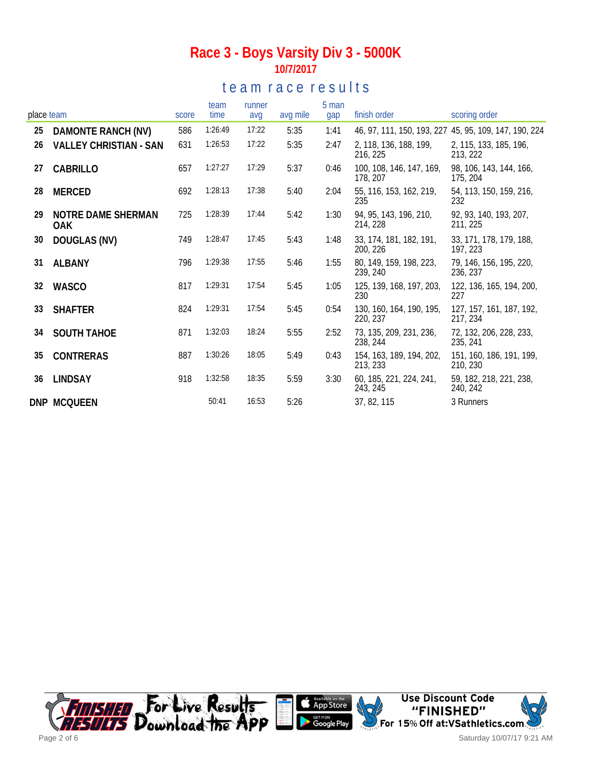# Race 3 - Boys Varsity Div 3 - 5000K

**10/7/2017**

## team race results

| place | team | score | team time | runner avg | avg mile | 5 man gap | finish order | scoring order |
|---|---|---|---|---|---|---|---|---|
| 25 | DAMONTE RANCH (NV) | 586 | 1:26:49 | 17:22 | 5:35 | 1:41 | 46, 97, 111, 150, 193, 227 | 45, 95, 109, 147, 190, 224 |
| 26 | VALLEY CHRISTIAN - SAN | 631 | 1:26:53 | 17:22 | 5:35 | 2:47 | 2, 118, 136, 188, 199, 216, 225 | 2, 115, 133, 185, 196, 213, 222 |
| 27 | CABRILLO | 657 | 1:27:27 | 17:29 | 5:37 | 0:46 | 100, 108, 146, 147, 169, 178, 207 | 98, 106, 143, 144, 166, 175, 204 |
| 28 | MERCED | 692 | 1:28:13 | 17:38 | 5:40 | 2:04 | 55, 116, 153, 162, 219, 235 | 54, 113, 150, 159, 216, 232 |
| 29 | NOTRE DAME SHERMAN OAK | 725 | 1:28:39 | 17:44 | 5:42 | 1:30 | 94, 95, 143, 196, 210, 214, 228 | 92, 93, 140, 193, 207, 211, 225 |
| 30 | DOUGLAS (NV) | 749 | 1:28:47 | 17:45 | 5:43 | 1:48 | 33, 174, 181, 182, 191, 200, 226 | 33, 171, 178, 179, 188, 197, 223 |
| 31 | ALBANY | 796 | 1:29:38 | 17:55 | 5:46 | 1:55 | 80, 149, 159, 198, 223, 239, 240 | 79, 146, 156, 195, 220, 236, 237 |
| 32 | WASCO | 817 | 1:29:31 | 17:54 | 5:45 | 1:05 | 125, 139, 168, 197, 203, 230 | 122, 136, 165, 194, 200, 227 |
| 33 | SHAFTER | 824 | 1:29:31 | 17:54 | 5:45 | 0:54 | 130, 160, 164, 190, 195, 220, 237 | 127, 157, 161, 187, 192, 217, 234 |
| 34 | SOUTH TAHOE | 871 | 1:32:03 | 18:24 | 5:55 | 2:52 | 73, 135, 209, 231, 236, 238, 244 | 72, 132, 206, 228, 233, 235, 241 |
| 35 | CONTRERAS | 887 | 1:30:26 | 18:05 | 5:49 | 0:43 | 154, 163, 189, 194, 202, 213, 233 | 151, 160, 186, 191, 199, 210, 230 |
| 36 | LINDSAY | 918 | 1:32:58 | 18:35 | 5:59 | 3:30 | 60, 185, 221, 224, 241, 243, 245 | 59, 182, 218, 221, 238, 240, 242 |
| DNP | MCQUEEN | | 50:41 | 16:53 | 5:26 | | 37, 82, 115 | 3 Runners |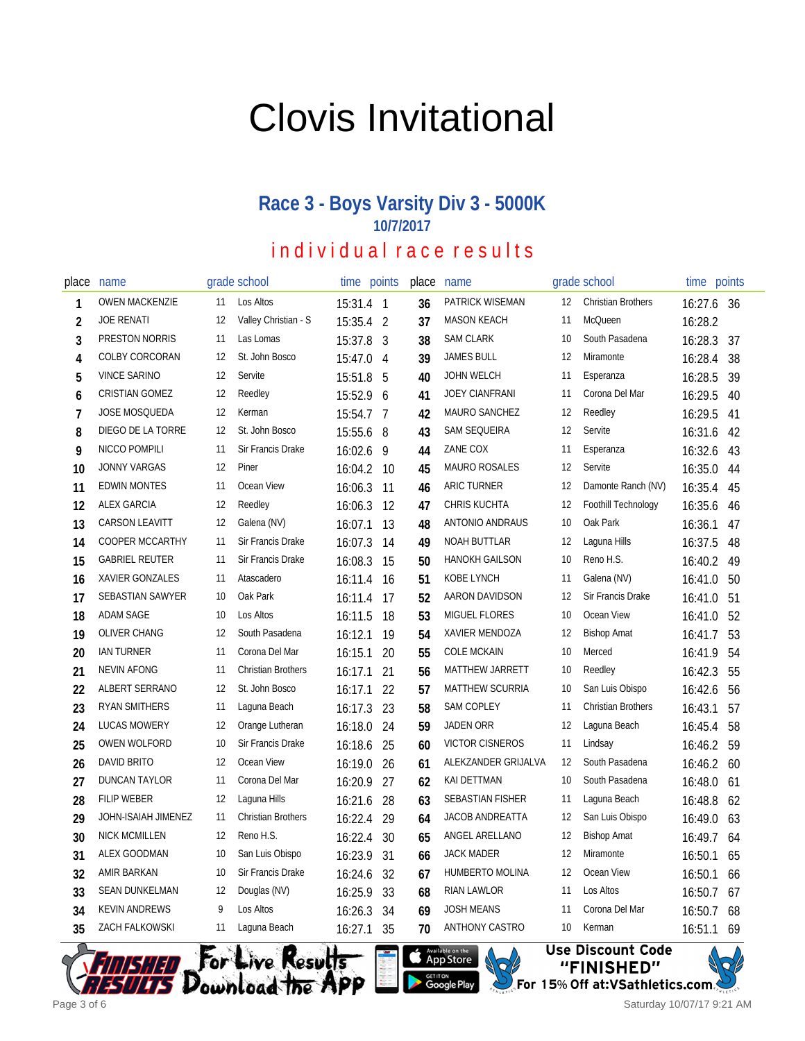# Clovis Invitational

## Race 3 - Boys Varsity Div 3 - 5000K

### 10/7/2017

### individual race results

| place | name | grade | school | time | points |
|---|---|---|---|---|---|
| 1 | OWEN MACKENZIE | 11 | Los Altos | 15:31.4 | 1 |
| 2 | JOE RENATI | 12 | Valley Christian - S | 15:35.4 | 2 |
| 3 | PRESTON NORRIS | 11 | Las Lomas | 15:37.8 | 3 |
| 4 | COLBY CORCORAN | 12 | St. John Bosco | 15:47.0 | 4 |
| 5 | VINCE SARINO | 12 | Servite | 15:51.8 | 5 |
| 6 | CRISTIAN GOMEZ | 12 | Reedley | 15:52.9 | 6 |
| 7 | JOSE MOSQUEDA | 12 | Kerman | 15:54.7 | 7 |
| 8 | DIEGO DE LA TORRE | 12 | St. John Bosco | 15:55.6 | 8 |
| 9 | NICCO POMPILI | 11 | Sir Francis Drake | 16:02.6 | 9 |
| 10 | JONNY VARGAS | 12 | Piner | 16:04.2 | 10 |
| 11 | EDWIN MONTES | 11 | Ocean View | 16:06.3 | 11 |
| 12 | ALEX GARCIA | 12 | Reedley | 16:06.3 | 12 |
| 13 | CARSON LEAVITT | 12 | Galena (NV) | 16:07.1 | 13 |
| 14 | COOPER MCCARTHY | 11 | Sir Francis Drake | 16:07.3 | 14 |
| 15 | GABRIEL REUTER | 11 | Sir Francis Drake | 16:08.3 | 15 |
| 16 | XAVIER GONZALES | 11 | Atascadero | 16:11.4 | 16 |
| 17 | SEBASTIAN SAWYER | 10 | Oak Park | 16:11.4 | 17 |
| 18 | ADAM SAGE | 10 | Los Altos | 16:11.5 | 18 |
| 19 | OLIVER CHANG | 12 | South Pasadena | 16:12.1 | 19 |
| 20 | IAN TURNER | 11 | Corona Del Mar | 16:15.1 | 20 |
| 21 | NEVIN AFONG | 11 | Christian Brothers | 16:17.1 | 21 |
| 22 | ALBERT SERRANO | 12 | St. John Bosco | 16:17.1 | 22 |
| 23 | RYAN SMITHERS | 11 | Laguna Beach | 16:17.3 | 23 |
| 24 | LUCAS MOWERY | 12 | Orange Lutheran | 16:18.0 | 24 |
| 25 | OWEN WOLFORD | 10 | Sir Francis Drake | 16:18.6 | 25 |
| 26 | DAVID BRITO | 12 | Ocean View | 16:19.0 | 26 |
| 27 | DUNCAN TAYLOR | 11 | Corona Del Mar | 16:20.9 | 27 |
| 28 | FILIP WEBER | 12 | Laguna Hills | 16:21.6 | 28 |
| 29 | JOHN-ISAIAH JIMENEZ | 11 | Christian Brothers | 16:22.4 | 29 |
| 30 | NICK MCMILLEN | 12 | Reno H.S. | 16:22.4 | 30 |
| 31 | ALEX GOODMAN | 10 | San Luis Obispo | 16:23.9 | 31 |
| 32 | AMIR BARKAN | 10 | Sir Francis Drake | 16:24.6 | 32 |
| 33 | SEAN DUNKELMAN | 12 | Douglas (NV) | 16:25.9 | 33 |
| 34 | KEVIN ANDREWS | 9 | Los Altos | 16:26.3 | 34 |
| 35 | ZACH FALKOWSKI | 11 | Laguna Beach | 16:27.1 | 35 |
| 36 | PATRICK WISEMAN | 12 | Christian Brothers | 16:27.6 | 36 |
| 37 | MASON KEACH | 11 | McQueen | 16:28.2 | |
| 38 | SAM CLARK | 10 | South Pasadena | 16:28.3 | 37 |
| 39 | JAMES BULL | 12 | Miramonte | 16:28.4 | 38 |
| 40 | JOHN WELCH | 11 | Esperanza | 16:28.5 | 39 |
| 41 | JOEY CIANFRANI | 11 | Corona Del Mar | 16:29.5 | 40 |
| 42 | MAURO SANCHEZ | 12 | Reedley | 16:29.5 | 41 |
| 43 | SAM SEQUEIRA | 12 | Servite | 16:31.6 | 42 |
| 44 | ZANE COX | 11 | Esperanza | 16:32.6 | 43 |
| 45 | MAURO ROSALES | 12 | Servite | 16:35.0 | 44 |
| 46 | ARIC TURNER | 12 | Damonte Ranch (NV) | 16:35.4 | 45 |
| 47 | CHRIS KUCHTA | 12 | Foothill Technology | 16:35.6 | 46 |
| 48 | ANTONIO ANDRAUS | 10 | Oak Park | 16:36.1 | 47 |
| 49 | NOAH BUTTLAR | 12 | Laguna Hills | 16:37.5 | 48 |
| 50 | HANOKH GAILSON | 10 | Reno H.S. | 16:40.2 | 49 |
| 51 | KOBE LYNCH | 11 | Galena (NV) | 16:41.0 | 50 |
| 52 | AARON DAVIDSON | 12 | Sir Francis Drake | 16:41.0 | 51 |
| 53 | MIGUEL FLORES | 10 | Ocean View | 16:41.0 | 52 |
| 54 | XAVIER MENDOZA | 12 | Bishop Amat | 16:41.7 | 53 |
| 55 | COLE MCKAIN | 10 | Merced | 16:41.9 | 54 |
| 56 | MATTHEW JARRETT | 10 | Reedley | 16:42.3 | 55 |
| 57 | MATTHEW SCURRIA | 10 | San Luis Obispo | 16:42.6 | 56 |
| 58 | SAM COPLEY | 11 | Christian Brothers | 16:43.1 | 57 |
| 59 | JADEN ORR | 12 | Laguna Beach | 16:45.4 | 58 |
| 60 | VICTOR CISNEROS | 11 | Lindsay | 16:46.2 | 59 |
| 61 | ALEKZANDER GRIJALVA | 12 | South Pasadena | 16:46.2 | 60 |
| 62 | KAI DETTMAN | 10 | South Pasadena | 16:48.0 | 61 |
| 63 | SEBASTIAN FISHER | 11 | Laguna Beach | 16:48.8 | 62 |
| 64 | JACOB ANDREATTA | 12 | San Luis Obispo | 16:49.0 | 63 |
| 65 | ANGEL ARELLANO | 12 | Bishop Amat | 16:49.7 | 64 |
| 66 | JACK MADER | 12 | Miramonte | 16:50.1 | 65 |
| 67 | HUMBERTO MOLINA | 12 | Ocean View | 16:50.1 | 66 |
| 68 | RIAN LAWLOR | 11 | Los Altos | 16:50.7 | 67 |
| 69 | JOSH MEANS | 11 | Corona Del Mar | 16:50.7 | 68 |
| 70 | ANTHONY CASTRO | 10 | Kerman | 16:51.1 | 69 |

For Live Results Download the App

Use Discount Code "FINISHED" For 15% Off at:VSathletics.com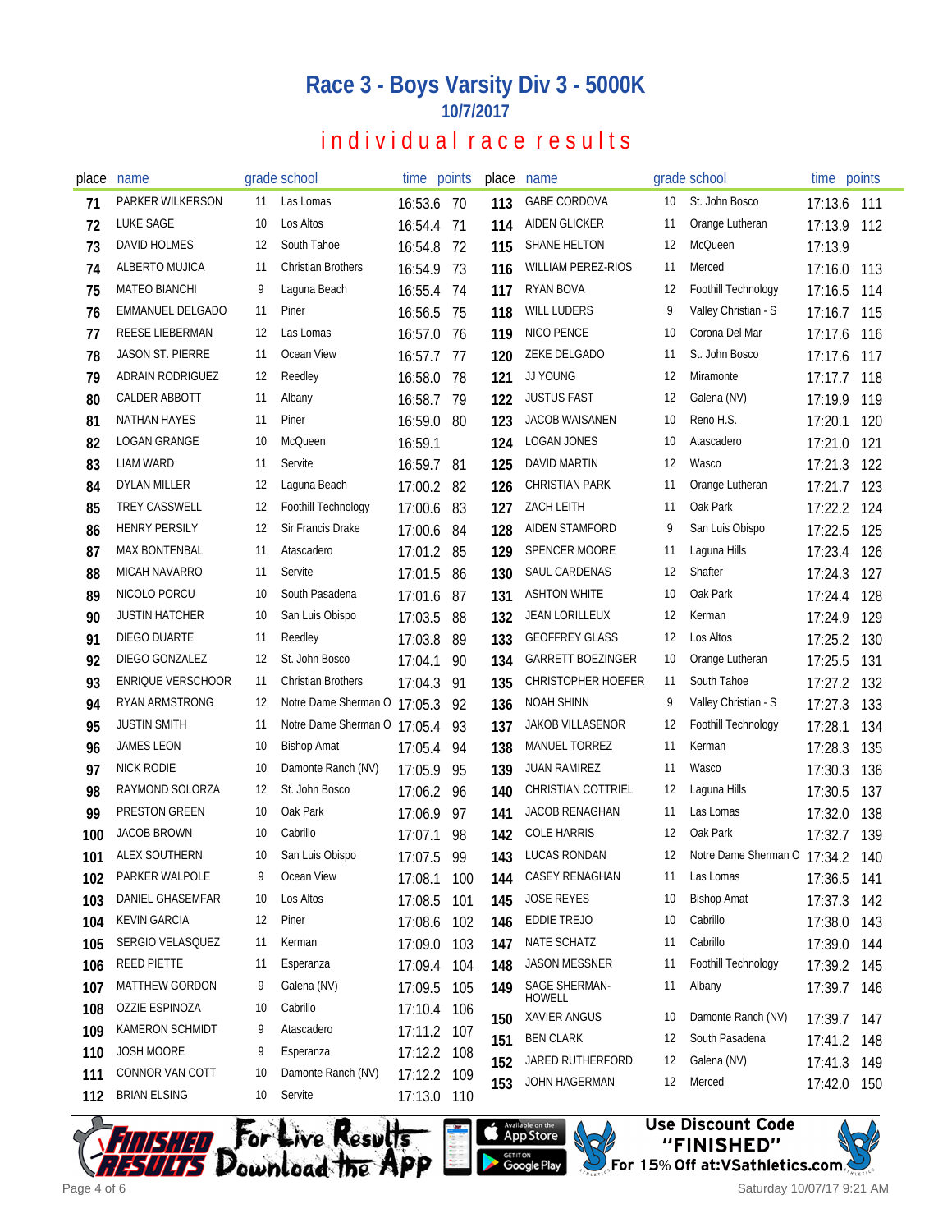# Race 3 - Boys Varsity Div 3 - 5000K

## 10/7/2017

## individual race results

| place | name | grade | school | time | points |
|---|---|---|---|---|---|
| 71 | PARKER WILKERSON | 11 | Las Lomas | 16:53.6 | 70 |
| 72 | LUKE SAGE | 10 | Los Altos | 16:54.4 | 71 |
| 73 | DAVID HOLMES | 12 | South Tahoe | 16:54.8 | 72 |
| 74 | ALBERTO MUJICA | 11 | Christian Brothers | 16:54.9 | 73 |
| 75 | MATEO BIANCHI | 9 | Laguna Beach | 16:55.4 | 74 |
| 76 | EMMANUEL DELGADO | 11 | Piner | 16:56.5 | 75 |
| 77 | REESE LIEBERMAN | 12 | Las Lomas | 16:57.0 | 76 |
| 78 | JASON ST. PIERRE | 11 | Ocean View | 16:57.7 | 77 |
| 79 | ADRAIN RODRIGUEZ | 12 | Reedley | 16:58.0 | 78 |
| 80 | CALDER ABBOTT | 11 | Albany | 16:58.7 | 79 |
| 81 | NATHAN HAYES | 11 | Piner | 16:59.0 | 80 |
| 82 | LOGAN GRANGE | 10 | McQueen | 16:59.1 | |
| 83 | LIAM WARD | 11 | Servite | 16:59.7 | 81 |
| 84 | DYLAN MILLER | 12 | Laguna Beach | 17:00.2 | 82 |
| 85 | TREY CASSWELL | 12 | Foothill Technology | 17:00.6 | 83 |
| 86 | HENRY PERSILY | 12 | Sir Francis Drake | 17:00.6 | 84 |
| 87 | MAX BONTENBAL | 11 | Atascadero | 17:01.2 | 85 |
| 88 | MICAH NAVARRO | 11 | Servite | 17:01.5 | 86 |
| 89 | NICOLO PORCU | 10 | South Pasadena | 17:01.6 | 87 |
| 90 | JUSTIN HATCHER | 10 | San Luis Obispo | 17:03.5 | 88 |
| 91 | DIEGO DUARTE | 11 | Reedley | 17:03.8 | 89 |
| 92 | DIEGO GONZALEZ | 12 | St. John Bosco | 17:04.1 | 90 |
| 93 | ENRIQUE VERSCHOOR | 11 | Christian Brothers | 17:04.3 | 91 |
| 94 | RYAN ARMSTRONG | 12 | Notre Dame Sherman O | 17:05.3 | 92 |
| 95 | JUSTIN SMITH | 11 | Notre Dame Sherman O | 17:05.4 | 93 |
| 96 | JAMES LEON | 10 | Bishop Amat | 17:05.4 | 94 |
| 97 | NICK RODIE | 10 | Damonte Ranch (NV) | 17:05.9 | 95 |
| 98 | RAYMOND SOLORZA | 12 | St. John Bosco | 17:06.2 | 96 |
| 99 | PRESTON GREEN | 10 | Oak Park | 17:06.9 | 97 |
| 100 | JACOB BROWN | 10 | Cabrillo | 17:07.1 | 98 |
| 101 | ALEX SOUTHERN | 10 | San Luis Obispo | 17:07.5 | 99 |
| 102 | PARKER WALPOLE | 9 | Ocean View | 17:08.1 | 100 |
| 103 | DANIEL GHASEMFAR | 10 | Los Altos | 17:08.5 | 101 |
| 104 | KEVIN GARCIA | 12 | Piner | 17:08.6 | 102 |
| 105 | SERGIO VELASQUEZ | 11 | Kerman | 17:09.0 | 103 |
| 106 | REED PIETTE | 11 | Esperanza | 17:09.4 | 104 |
| 107 | MATTHEW GORDON | 9 | Galena (NV) | 17:09.5 | 105 |
| 108 | OZZIE ESPINOZA | 10 | Cabrillo | 17:10.4 | 106 |
| 109 | KAMERON SCHMIDT | 9 | Atascadero | 17:11.2 | 107 |
| 110 | JOSH MOORE | 9 | Esperanza | 17:12.2 | 108 |
| 111 | CONNOR VAN COTT | 10 | Damonte Ranch (NV) | 17:12.2 | 109 |
| 112 | BRIAN ELSING | 10 | Servite | 17:13.0 | 110 |
| 113 | GABE CORDOVA | 10 | St. John Bosco | 17:13.6 | 111 |
| 114 | AIDEN GLICKER | 11 | Orange Lutheran | 17:13.9 | 112 |
| 115 | SHANE HELTON | 12 | McQueen | 17:13.9 | |
| 116 | WILLIAM PEREZ-RIOS | 11 | Merced | 17:16.0 | 113 |
| 117 | RYAN BOVA | 12 | Foothill Technology | 17:16.5 | 114 |
| 118 | WILL LUDERS | 9 | Valley Christian - S | 17:16.7 | 115 |
| 119 | NICO PENCE | 10 | Corona Del Mar | 17:17.6 | 116 |
| 120 | ZEKE DELGADO | 11 | St. John Bosco | 17:17.6 | 117 |
| 121 | JJ YOUNG | 12 | Miramonte | 17:17.7 | 118 |
| 122 | JUSTUS FAST | 12 | Galena (NV) | 17:19.9 | 119 |
| 123 | JACOB WAISANEN | 10 | Reno H.S. | 17:20.1 | 120 |
| 124 | LOGAN JONES | 10 | Atascadero | 17:21.0 | 121 |
| 125 | DAVID MARTIN | 12 | Wasco | 17:21.3 | 122 |
| 126 | CHRISTIAN PARK | 11 | Orange Lutheran | 17:21.7 | 123 |
| 127 | ZACH LEITH | 11 | Oak Park | 17:22.2 | 124 |
| 128 | AIDEN STAMFORD | 9 | San Luis Obispo | 17:22.5 | 125 |
| 129 | SPENCER MOORE | 11 | Laguna Hills | 17:23.4 | 126 |
| 130 | SAUL CARDENAS | 12 | Shafter | 17:24.3 | 127 |
| 131 | ASHTON WHITE | 10 | Oak Park | 17:24.4 | 128 |
| 132 | JEAN LORILLEUX | 12 | Kerman | 17:24.9 | 129 |
| 133 | GEOFFREY GLASS | 12 | Los Altos | 17:25.2 | 130 |
| 134 | GARRETT BOEZINGER | 10 | Orange Lutheran | 17:25.5 | 131 |
| 135 | CHRISTOPHER HOEFER | 11 | South Tahoe | 17:27.2 | 132 |
| 136 | NOAH SHINN | 9 | Valley Christian - S | 17:27.3 | 133 |
| 137 | JAKOB VILLASENOR | 12 | Foothill Technology | 17:28.1 | 134 |
| 138 | MANUEL TORREZ | 11 | Kerman | 17:28.3 | 135 |
| 139 | JUAN RAMIREZ | 11 | Wasco | 17:30.3 | 136 |
| 140 | CHRISTIAN COTTRIEL | 12 | Laguna Hills | 17:30.5 | 137 |
| 141 | JACOB RENAGHAN | 11 | Las Lomas | 17:32.0 | 138 |
| 142 | COLE HARRIS | 12 | Oak Park | 17:32.7 | 139 |
| 143 | LUCAS RONDAN | 12 | Notre Dame Sherman O | 17:34.2 | 140 |
| 144 | CASEY RENAGHAN | 11 | Las Lomas | 17:36.5 | 141 |
| 145 | JOSE REYES | 10 | Bishop Amat | 17:37.3 | 142 |
| 146 | EDDIE TREJO | 10 | Cabrillo | 17:38.0 | 143 |
| 147 | NATE SCHATZ | 11 | Cabrillo | 17:39.0 | 144 |
| 148 | JASON MESSNER | 11 | Foothill Technology | 17:39.2 | 145 |
| 149 | SAGE SHERMAN-HOWELL | 11 | Albany | 17:39.7 | 146 |
| 150 | XAVIER ANGUS | 10 | Damonte Ranch (NV) | 17:39.7 | 147 |
| 151 | BEN CLARK | 12 | South Pasadena | 17:41.2 | 148 |
| 152 | JARED RUTHERFORD | 12 | Galena (NV) | 17:41.3 | 149 |
| 153 | JOHN HAGERMAN | 12 | Merced | 17:42.0 | 150 |

Finished Results — For Live Results Download the App — Available on the App Store / Get it on Google Play

Use Discount Code "FINISHED" For 15% Off at:VSathletics.com

Saturday 10/07/17 9:21 AM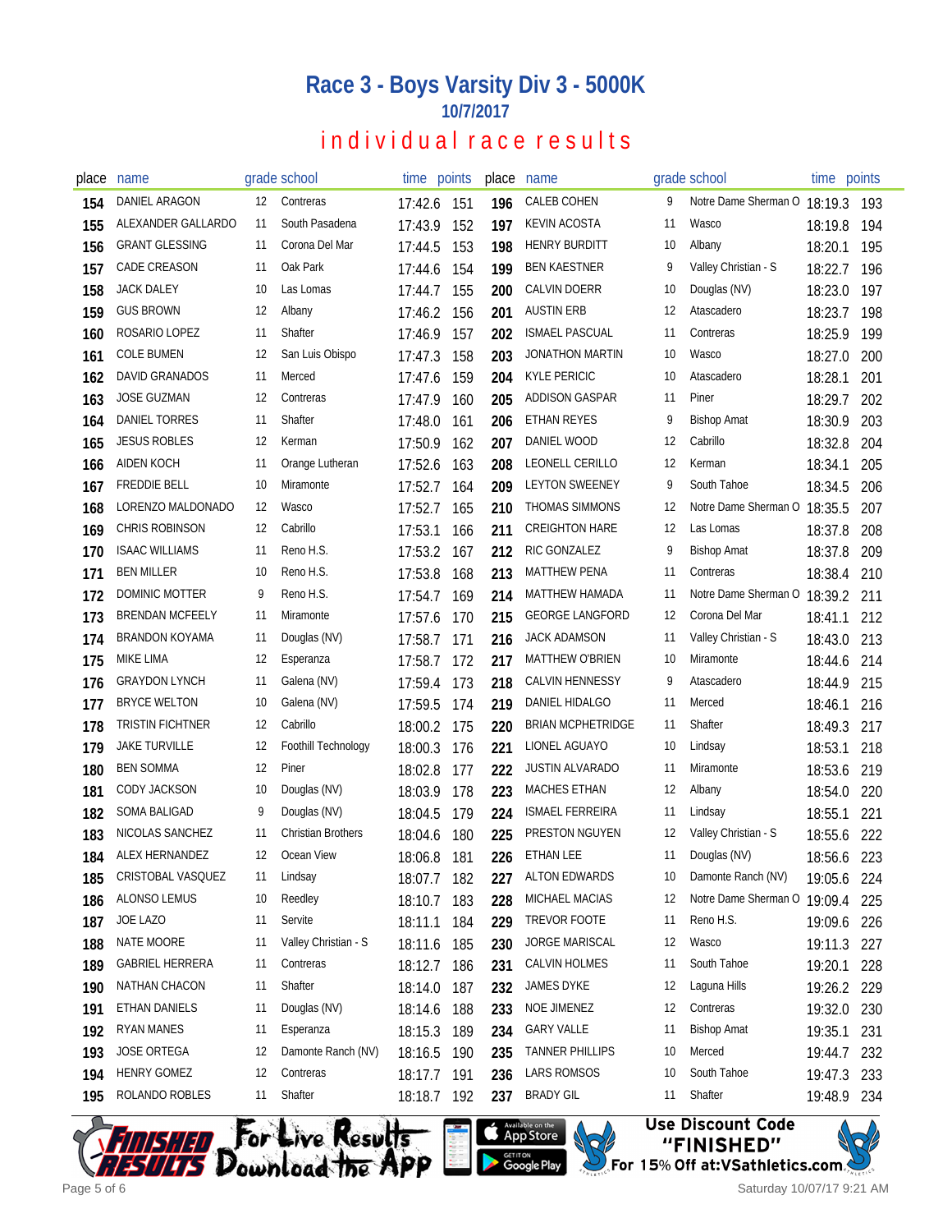# Race 3 - Boys Varsity Div 3 - 5000K

## 10/7/2017

## individual race results

| place | name | grade | school | time | points |
|---|---|---|---|---|---|
| 154 | DANIEL ARAGON | 12 | Contreras | 17:42.6 | 151 |
| 155 | ALEXANDER GALLARDO | 11 | South Pasadena | 17:43.9 | 152 |
| 156 | GRANT GLESSING | 11 | Corona Del Mar | 17:44.5 | 153 |
| 157 | CADE CREASON | 11 | Oak Park | 17:44.6 | 154 |
| 158 | JACK DALEY | 10 | Las Lomas | 17:44.7 | 155 |
| 159 | GUS BROWN | 12 | Albany | 17:46.2 | 156 |
| 160 | ROSARIO LOPEZ | 11 | Shafter | 17:46.9 | 157 |
| 161 | COLE BUMEN | 12 | San Luis Obispo | 17:47.3 | 158 |
| 162 | DAVID GRANADOS | 11 | Merced | 17:47.6 | 159 |
| 163 | JOSE GUZMAN | 12 | Contreras | 17:47.9 | 160 |
| 164 | DANIEL TORRES | 11 | Shafter | 17:48.0 | 161 |
| 165 | JESUS ROBLES | 12 | Kerman | 17:50.9 | 162 |
| 166 | AIDEN KOCH | 11 | Orange Lutheran | 17:52.6 | 163 |
| 167 | FREDDIE BELL | 10 | Miramonte | 17:52.7 | 164 |
| 168 | LORENZO MALDONADO | 12 | Wasco | 17:52.7 | 165 |
| 169 | CHRIS ROBINSON | 12 | Cabrillo | 17:53.1 | 166 |
| 170 | ISAAC WILLIAMS | 11 | Reno H.S. | 17:53.2 | 167 |
| 171 | BEN MILLER | 10 | Reno H.S. | 17:53.8 | 168 |
| 172 | DOMINIC MOTTER | 9 | Reno H.S. | 17:54.7 | 169 |
| 173 | BRENDAN MCFEELY | 11 | Miramonte | 17:57.6 | 170 |
| 174 | BRANDON KOYAMA | 11 | Douglas (NV) | 17:58.7 | 171 |
| 175 | MIKE LIMA | 12 | Esperanza | 17:58.7 | 172 |
| 176 | GRAYDON LYNCH | 11 | Galena (NV) | 17:59.4 | 173 |
| 177 | BRYCE WELTON | 10 | Galena (NV) | 17:59.5 | 174 |
| 178 | TRISTIN FICHTNER | 12 | Cabrillo | 18:00.2 | 175 |
| 179 | JAKE TURVILLE | 12 | Foothill Technology | 18:00.3 | 176 |
| 180 | BEN SOMMA | 12 | Piner | 18:02.8 | 177 |
| 181 | CODY JACKSON | 10 | Douglas (NV) | 18:03.9 | 178 |
| 182 | SOMA BALIGAD | 9 | Douglas (NV) | 18:04.5 | 179 |
| 183 | NICOLAS SANCHEZ | 11 | Christian Brothers | 18:04.6 | 180 |
| 184 | ALEX HERNANDEZ | 12 | Ocean View | 18:06.8 | 181 |
| 185 | CRISTOBAL VASQUEZ | 11 | Lindsay | 18:07.7 | 182 |
| 186 | ALONSO LEMUS | 10 | Reedley | 18:10.7 | 183 |
| 187 | JOE LAZO | 11 | Servite | 18:11.1 | 184 |
| 188 | NATE MOORE | 11 | Valley Christian - S | 18:11.6 | 185 |
| 189 | GABRIEL HERRERA | 11 | Contreras | 18:12.7 | 186 |
| 190 | NATHAN CHACON | 11 | Shafter | 18:14.0 | 187 |
| 191 | ETHAN DANIELS | 11 | Douglas (NV) | 18:14.6 | 188 |
| 192 | RYAN MANES | 11 | Esperanza | 18:15.3 | 189 |
| 193 | JOSE ORTEGA | 12 | Damonte Ranch (NV) | 18:16.5 | 190 |
| 194 | HENRY GOMEZ | 12 | Contreras | 18:17.7 | 191 |
| 195 | ROLANDO ROBLES | 11 | Shafter | 18:18.7 | 192 |
| 196 | CALEB COHEN | 9 | Notre Dame Sherman O | 18:19.3 | 193 |
| 197 | KEVIN ACOSTA | 11 | Wasco | 18:19.8 | 194 |
| 198 | HENRY BURDITT | 10 | Albany | 18:20.1 | 195 |
| 199 | BEN KAESTNER | 9 | Valley Christian - S | 18:22.7 | 196 |
| 200 | CALVIN DOERR | 10 | Douglas (NV) | 18:23.0 | 197 |
| 201 | AUSTIN ERB | 12 | Atascadero | 18:23.7 | 198 |
| 202 | ISMAEL PASCUAL | 11 | Contreras | 18:25.9 | 199 |
| 203 | JONATHON MARTIN | 10 | Wasco | 18:27.0 | 200 |
| 204 | KYLE PERICIC | 10 | Atascadero | 18:28.1 | 201 |
| 205 | ADDISON GASPAR | 11 | Piner | 18:29.7 | 202 |
| 206 | ETHAN REYES | 9 | Bishop Amat | 18:30.9 | 203 |
| 207 | DANIEL WOOD | 12 | Cabrillo | 18:32.8 | 204 |
| 208 | LEONELL CERILLO | 12 | Kerman | 18:34.1 | 205 |
| 209 | LEYTON SWEENEY | 9 | South Tahoe | 18:34.5 | 206 |
| 210 | THOMAS SIMMONS | 12 | Notre Dame Sherman O | 18:35.5 | 207 |
| 211 | CREIGHTON HARE | 12 | Las Lomas | 18:37.8 | 208 |
| 212 | RIC GONZALEZ | 9 | Bishop Amat | 18:37.8 | 209 |
| 213 | MATTHEW PENA | 11 | Contreras | 18:38.4 | 210 |
| 214 | MATTHEW HAMADA | 11 | Notre Dame Sherman O | 18:39.2 | 211 |
| 215 | GEORGE LANGFORD | 12 | Corona Del Mar | 18:41.1 | 212 |
| 216 | JACK ADAMSON | 11 | Valley Christian - S | 18:43.0 | 213 |
| 217 | MATTHEW O'BRIEN | 10 | Miramonte | 18:44.6 | 214 |
| 218 | CALVIN HENNESSY | 9 | Atascadero | 18:44.9 | 215 |
| 219 | DANIEL HIDALGO | 11 | Merced | 18:46.1 | 216 |
| 220 | BRIAN MCPHETRIDGE | 11 | Shafter | 18:49.3 | 217 |
| 221 | LIONEL AGUAYO | 10 | Lindsay | 18:53.1 | 218 |
| 222 | JUSTIN ALVARADO | 11 | Miramonte | 18:53.6 | 219 |
| 223 | MACHES ETHAN | 12 | Albany | 18:54.0 | 220 |
| 224 | ISMAEL FERREIRA | 11 | Lindsay | 18:55.1 | 221 |
| 225 | PRESTON NGUYEN | 12 | Valley Christian - S | 18:55.6 | 222 |
| 226 | ETHAN LEE | 11 | Douglas (NV) | 18:56.6 | 223 |
| 227 | ALTON EDWARDS | 10 | Damonte Ranch (NV) | 19:05.6 | 224 |
| 228 | MICHAEL MACIAS | 12 | Notre Dame Sherman O | 19:09.4 | 225 |
| 229 | TREVOR FOOTE | 11 | Reno H.S. | 19:09.6 | 226 |
| 230 | JORGE MARISCAL | 12 | Wasco | 19:11.3 | 227 |
| 231 | CALVIN HOLMES | 11 | South Tahoe | 19:20.1 | 228 |
| 232 | JAMES DYKE | 12 | Laguna Hills | 19:26.2 | 229 |
| 233 | NOE JIMENEZ | 12 | Contreras | 19:32.0 | 230 |
| 234 | GARY VALLE | 11 | Bishop Amat | 19:35.1 | 231 |
| 235 | TANNER PHILLIPS | 10 | Merced | 19:44.7 | 232 |
| 236 | LARS ROMSOS | 10 | South Tahoe | 19:47.3 | 233 |
| 237 | BRADY GIL | 11 | Shafter | 19:48.9 | 234 |

Finished Results — For Live Results Download the App — Available on the App Store / Get it on Google Play

Use Discount Code "FINISHED" For 15% Off at:VSathletics.com

Saturday 10/07/17 9:21 AM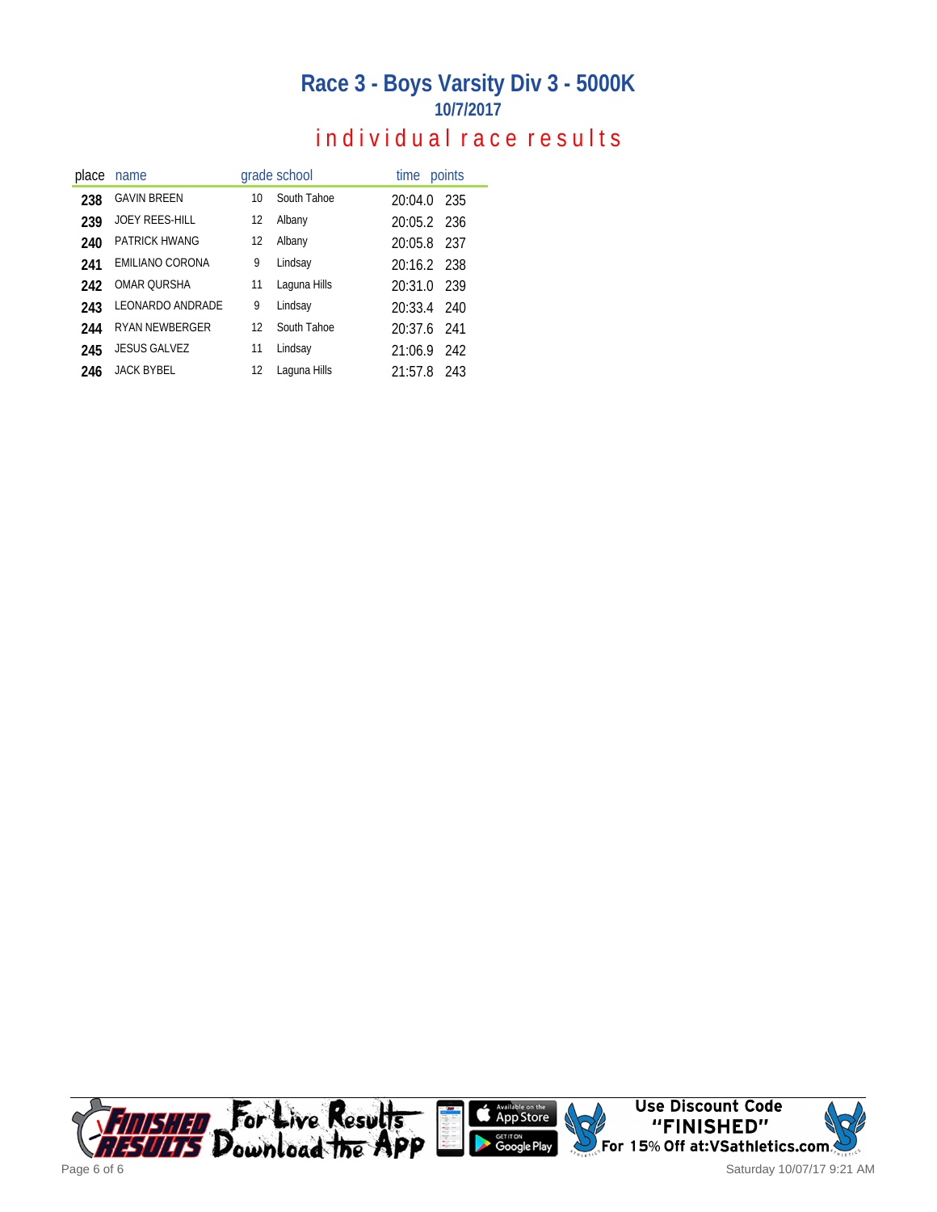# Race 3 - Boys Varsity Div 3 - 5000K

### 10/7/2017

## individual race results

| place | name | grade | school | time | points |
|---|---|---|---|---|---|
| 238 | GAVIN BREEN | 10 | South Tahoe | 20:04.0 | 235 |
| 239 | JOEY REES-HILL | 12 | Albany | 20:05.2 | 236 |
| 240 | PATRICK HWANG | 12 | Albany | 20:05.8 | 237 |
| 241 | EMILIANO CORONA | 9 | Lindsay | 20:16.2 | 238 |
| 242 | OMAR QURSHA | 11 | Laguna Hills | 20:31.0 | 239 |
| 243 | LEONARDO ANDRADE | 9 | Lindsay | 20:33.4 | 240 |
| 244 | RYAN NEWBERGER | 12 | South Tahoe | 20:37.6 | 241 |
| 245 | JESUS GALVEZ | 11 | Lindsay | 21:06.9 | 242 |
| 246 | JACK BYBEL | 12 | Laguna Hills | 21:57.8 | 243 |

FINISHED RESULTS For Live Results Download the App

Available on the App Store

GET IT ON Google Play

Use Discount Code "FINISHED" For 15% Off at:VSathletics.com

Saturday 10/07/17 9:21 AM